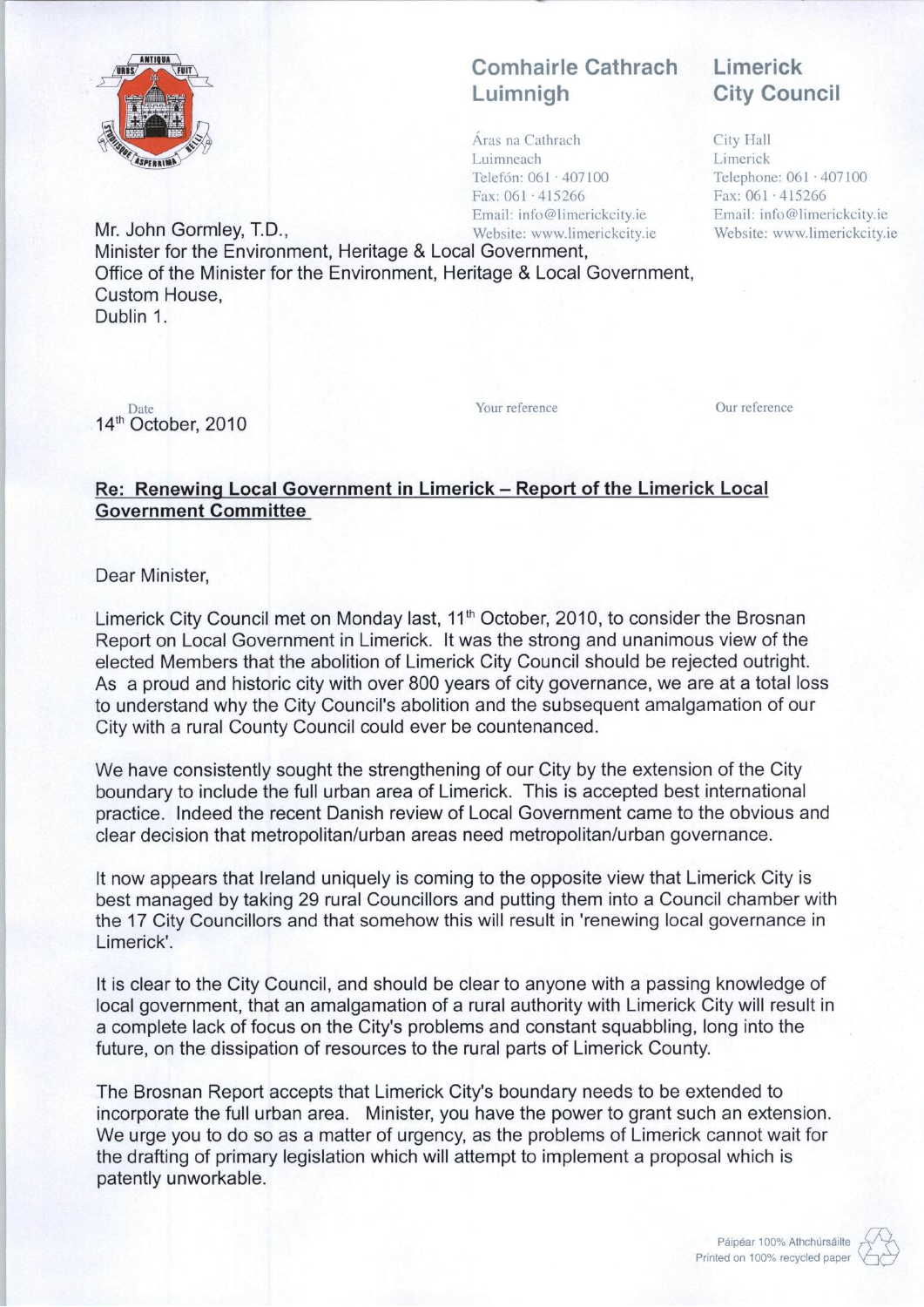**Comhairle Cathrach Luimnigh**

Áras na Cathrach
Luimneach
Telefón: 061 · 407100
Fax: 061 · 415266
Email: info@limerickcity.ie
Website: www.limerickcity.ie

**Limerick City Council**

City Hall
Limerick
Telephone: 061 · 407100
Fax: 061 · 415266
Email: info@limerickcity.ie
Website: www.limerickcity.ie

Mr. John Gormley, T.D.,
Minister for the Environment, Heritage & Local Government,
Office of the Minister for the Environment, Heritage & Local Government,
Custom House,
Dublin 1.

Date: 14th October, 2010

Your reference

Our reference

**Re: Renewing Local Government in Limerick – Report of the Limerick Local Government Committee**

Dear Minister,

Limerick City Council met on Monday last, 11th October, 2010, to consider the Brosnan Report on Local Government in Limerick. It was the strong and unanimous view of the elected Members that the abolition of Limerick City Council should be rejected outright. As a proud and historic city with over 800 years of city governance, we are at a total loss to understand why the City Council's abolition and the subsequent amalgamation of our City with a rural County Council could ever be countenanced.

We have consistently sought the strengthening of our City by the extension of the City boundary to include the full urban area of Limerick. This is accepted best international practice. Indeed the recent Danish review of Local Government came to the obvious and clear decision that metropolitan/urban areas need metropolitan/urban governance.

It now appears that Ireland uniquely is coming to the opposite view that Limerick City is best managed by taking 29 rural Councillors and putting them into a Council chamber with the 17 City Councillors and that somehow this will result in 'renewing local governance in Limerick'.

It is clear to the City Council, and should be clear to anyone with a passing knowledge of local government, that an amalgamation of a rural authority with Limerick City will result in a complete lack of focus on the City's problems and constant squabbling, long into the future, on the dissipation of resources to the rural parts of Limerick County.

The Brosnan Report accepts that Limerick City's boundary needs to be extended to incorporate the full urban area. Minister, you have the power to grant such an extension. We urge you to do so as a matter of urgency, as the problems of Limerick cannot wait for the drafting of primary legislation which will attempt to implement a proposal which is patently unworkable.

Páipéar 100% Athchúrsáilte
Printed on 100% recycled paper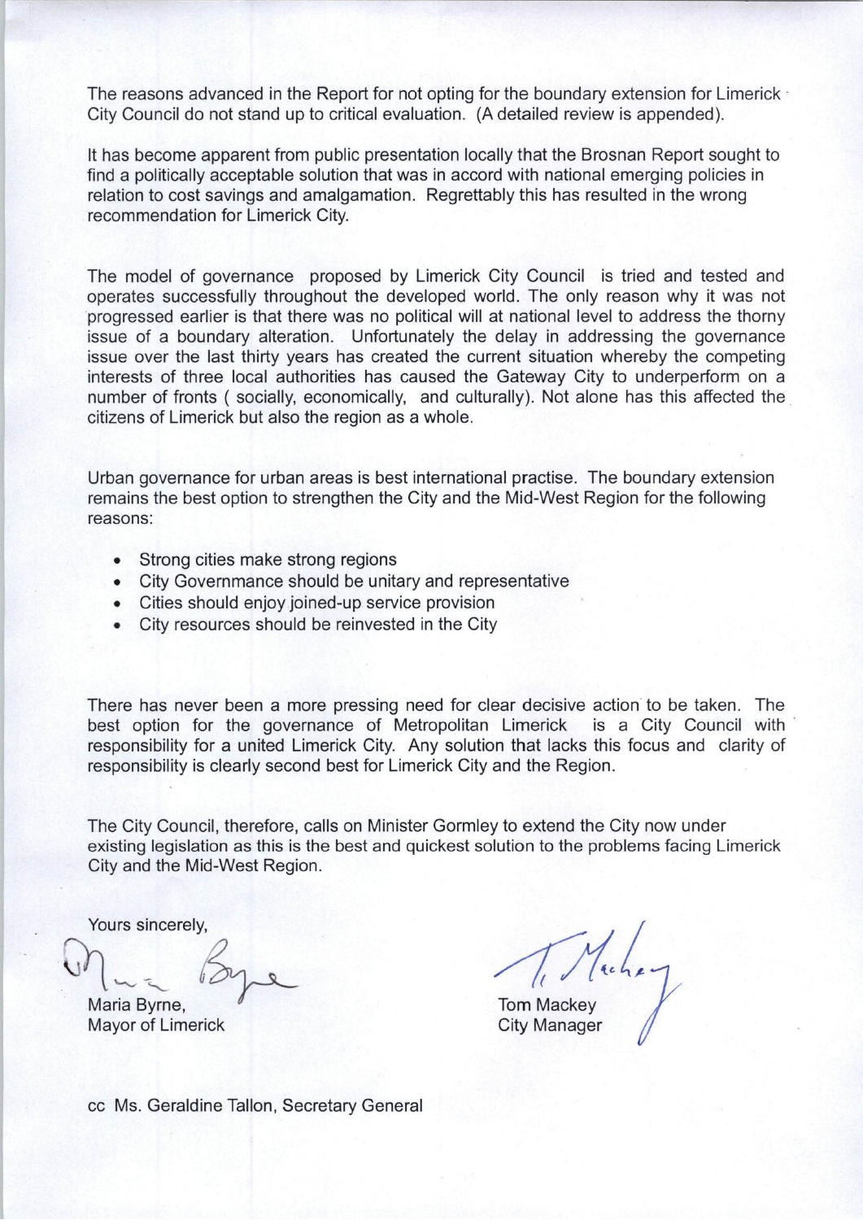The reasons advanced in the Report for not opting for the boundary extension for Limerick City Council do not stand up to critical evaluation. (A detailed review is appended).

It has become apparent from public presentation locally that the Brosnan Report sought to find a politically acceptable solution that was in accord with national emerging policies in relation to cost savings and amalgamation. Regrettably this has resulted in the wrong recommendation for Limerick City.

The model of governance proposed by Limerick City Council is tried and tested and operates successfully throughout the developed world. The only reason why it was not progressed earlier is that there was no political will at national level to address the thorny issue of a boundary alteration. Unfortunately the delay in addressing the governance issue over the last thirty years has created the current situation whereby the competing interests of three local authorities has caused the Gateway City to underperform on a number of fronts ( socially, economically, and culturally). Not alone has this affected the citizens of Limerick but also the region as a whole.

Urban governance for urban areas is best international practise. The boundary extension remains the best option to strengthen the City and the Mid-West Region for the following reasons:

- Strong cities make strong regions
- City Governmance should be unitary and representative
- Cities should enjoy joined-up service provision
- City resources should be reinvested in the City

There has never been a more pressing need for clear decisive action to be taken. The best option for the governance of Metropolitan Limerick is a City Council with responsibility for a united Limerick City. Any solution that lacks this focus and clarity of responsibility is clearly second best for Limerick City and the Region.

The City Council, therefore, calls on Minister Gormley to extend the City now under existing legislation as this is the best and quickest solution to the problems facing Limerick City and the Mid-West Region.

Yours sincerely,

Maria Byrne,
Mayor of Limerick

Tom Mackey
City Manager

cc Ms. Geraldine Tallon, Secretary General